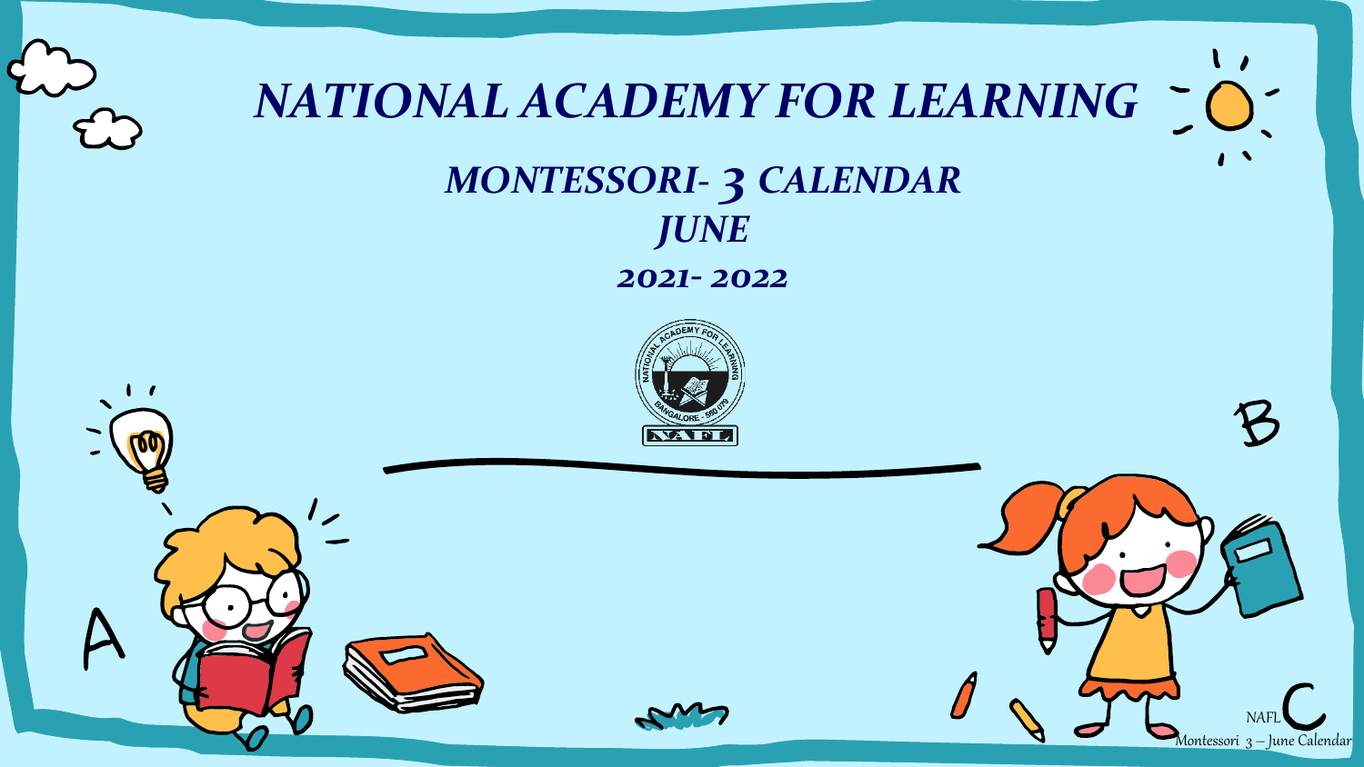# NATIONAL ACADEMY FOR LEARNING

## MONTESSORI- 3 CALENDAR

## JUNE

## 2021- 2022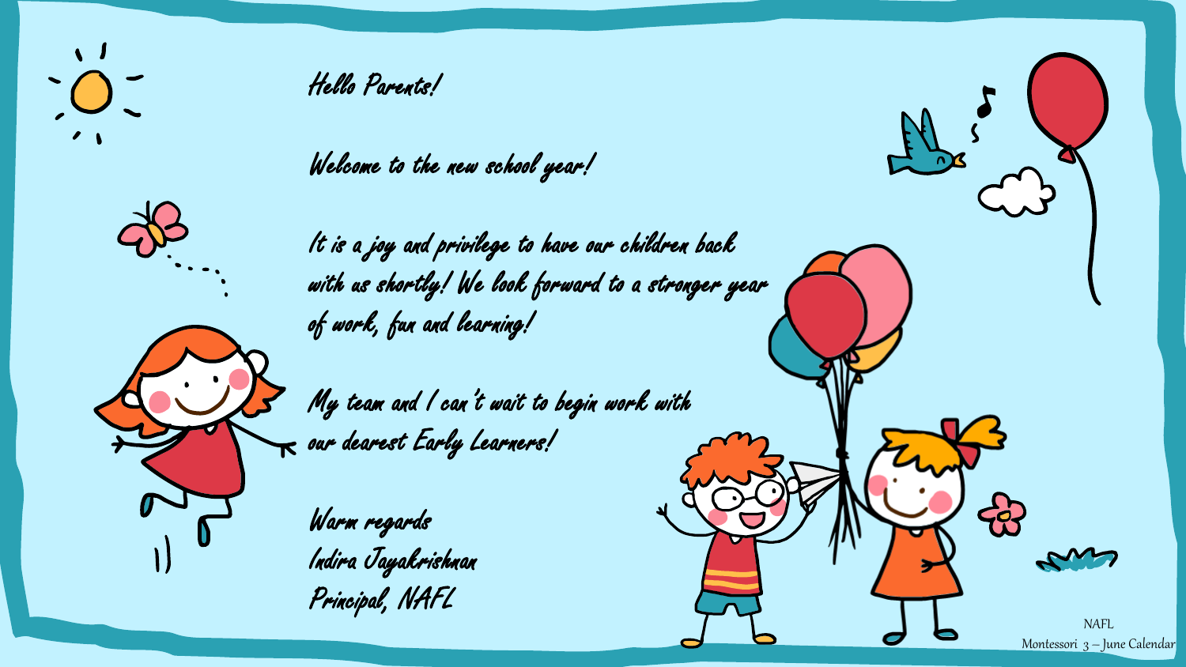Hello Parents!

Welcome to the new school year!

It is a joy and privilege to have our children back with us shortly! We look forward to a stronger year of work, fun and learning!

My team and I can't wait to begin work with our dearest Early Learners!

Warm regards
Indira Jayakrishnan
Principal, NAFL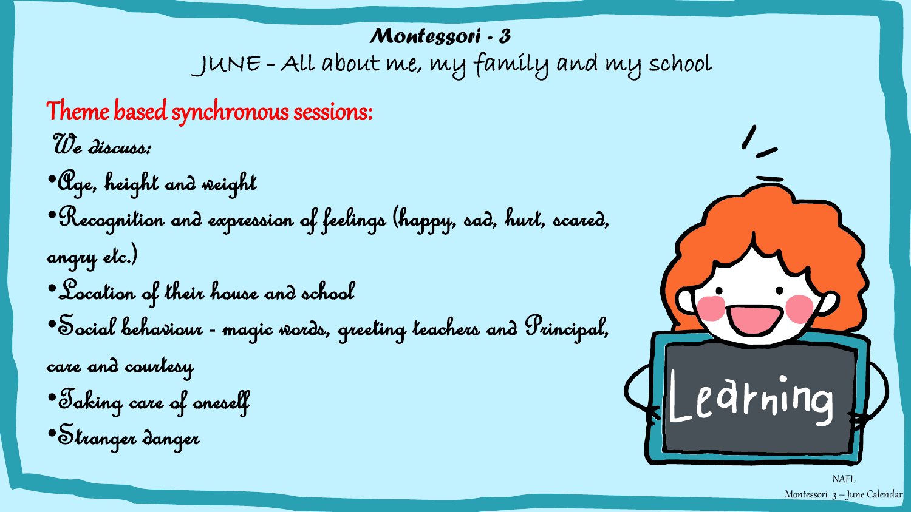# Montessori - 3

## JUNE - All about me, my family and my school

**Theme based synchronous sessions:**

*We discuss:*

- Age, height and weight
- Recognition and expression of feelings (happy, sad, hurt, scared, angry etc.)
- Location of their house and school
- Social behaviour - magic words, greeting teachers and Principal, care and courtesy
- Taking care of oneself
- Stranger danger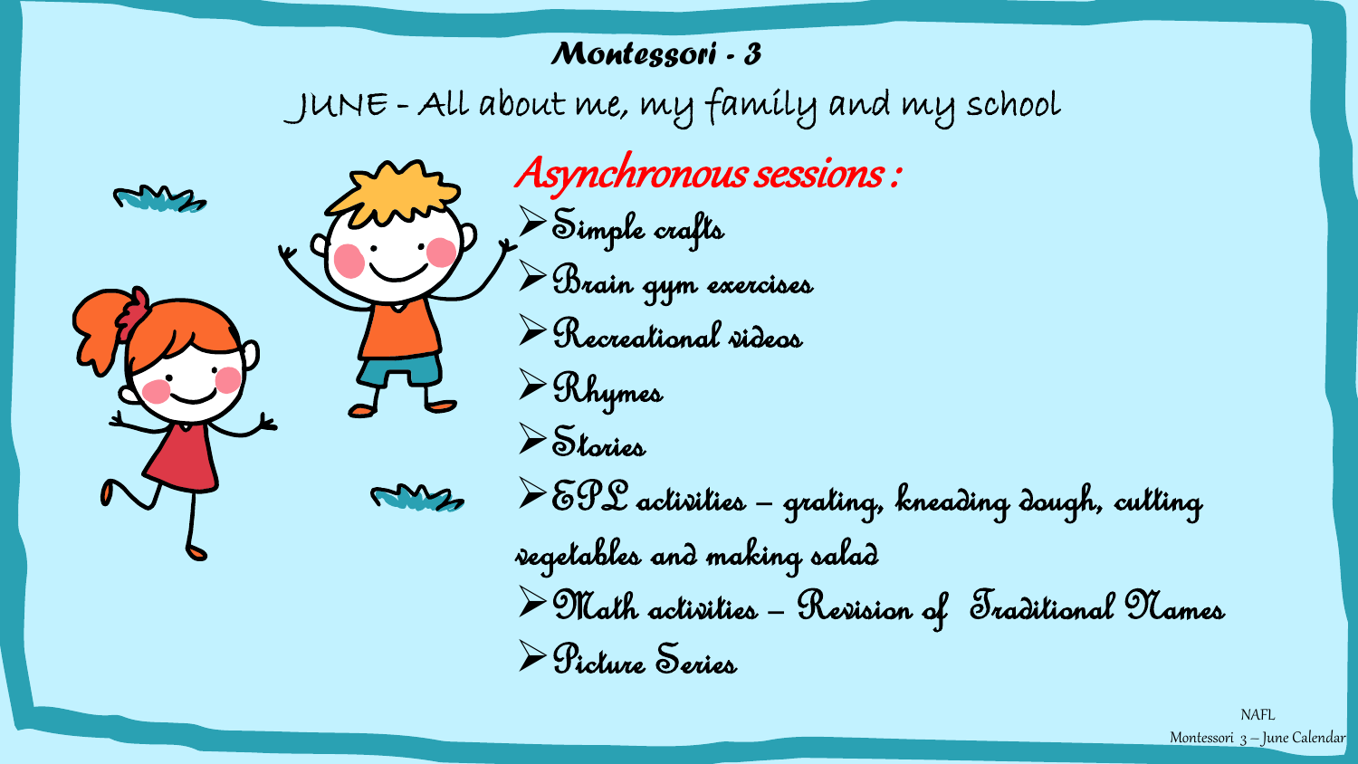## *Montessori - 3*

JUNE - All about me, my family and my school

### *Asynchronous sessions :*

- Simple crafts
- Brain gym exercises
- Recreational videos
- Rhymes
- Stories
- EPL activities – grating, kneading dough, cutting vegetables and making salad
- Math activities – Revision of Traditional Names
- Picture Series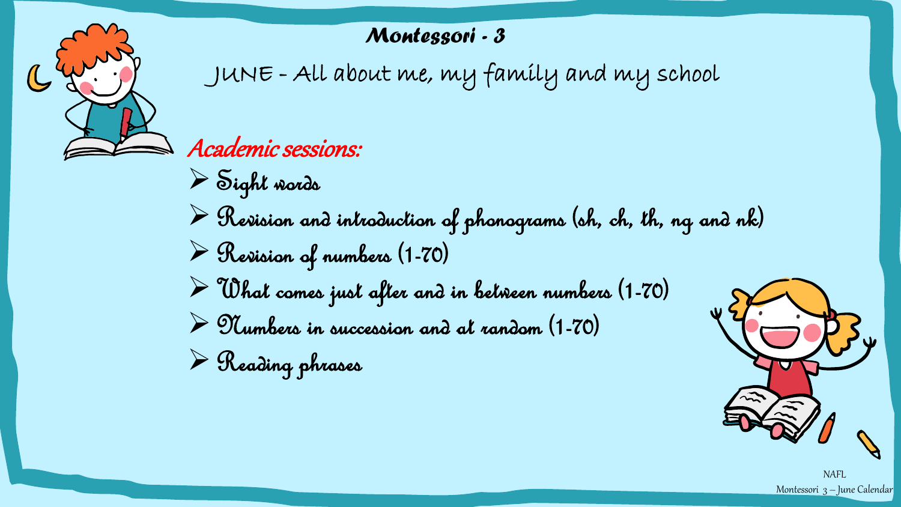# Montessori - 3

## JUNE - All about me, my family and my school

### Academic sessions:

- Sight words
- Revision and introduction of phonograms (sh, ch, th, ng and nk)
- Revision of numbers (1-70)
- What comes just after and in between numbers (1-70)
- Numbers in succession and at random (1-70)
- Reading phrases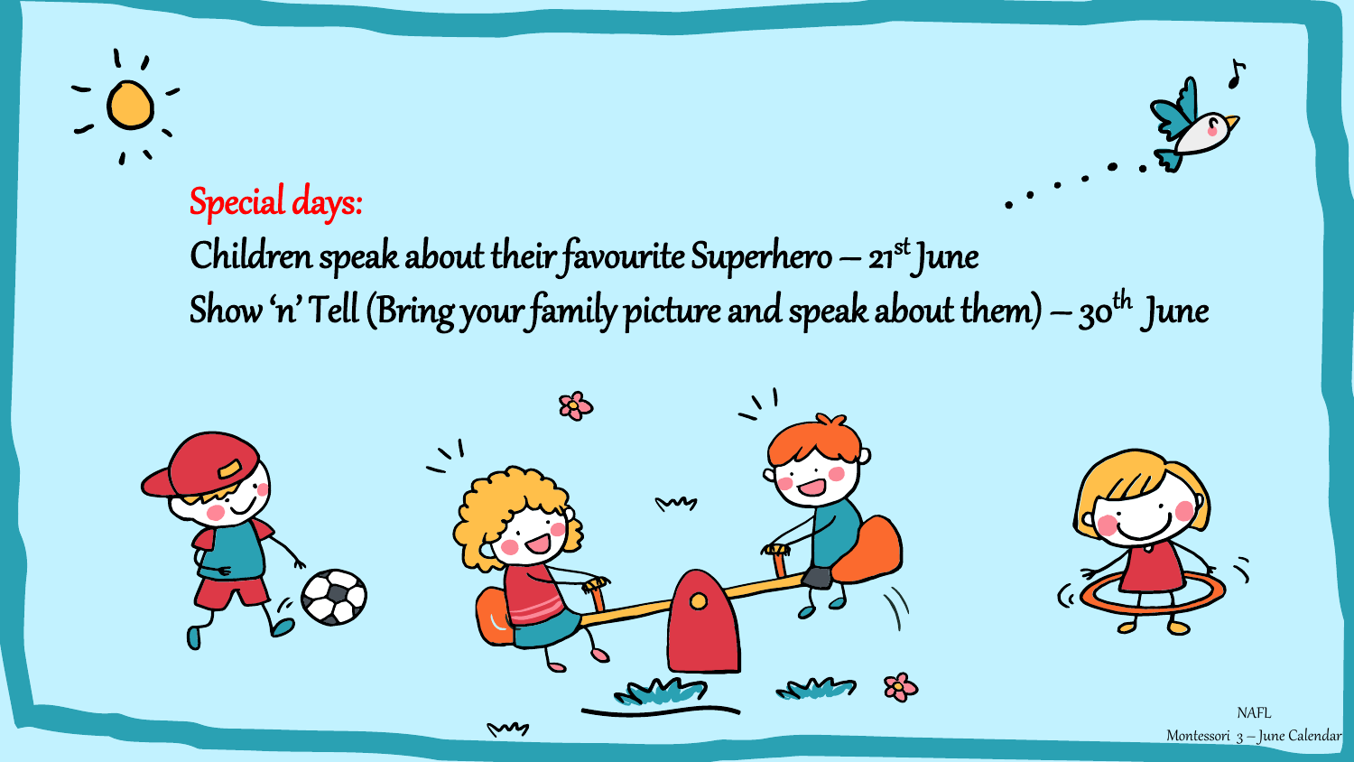## Special days:

Children speak about their favourite Superhero – 21st June

Show 'n' Tell (Bring your family picture and speak about them) – 30th June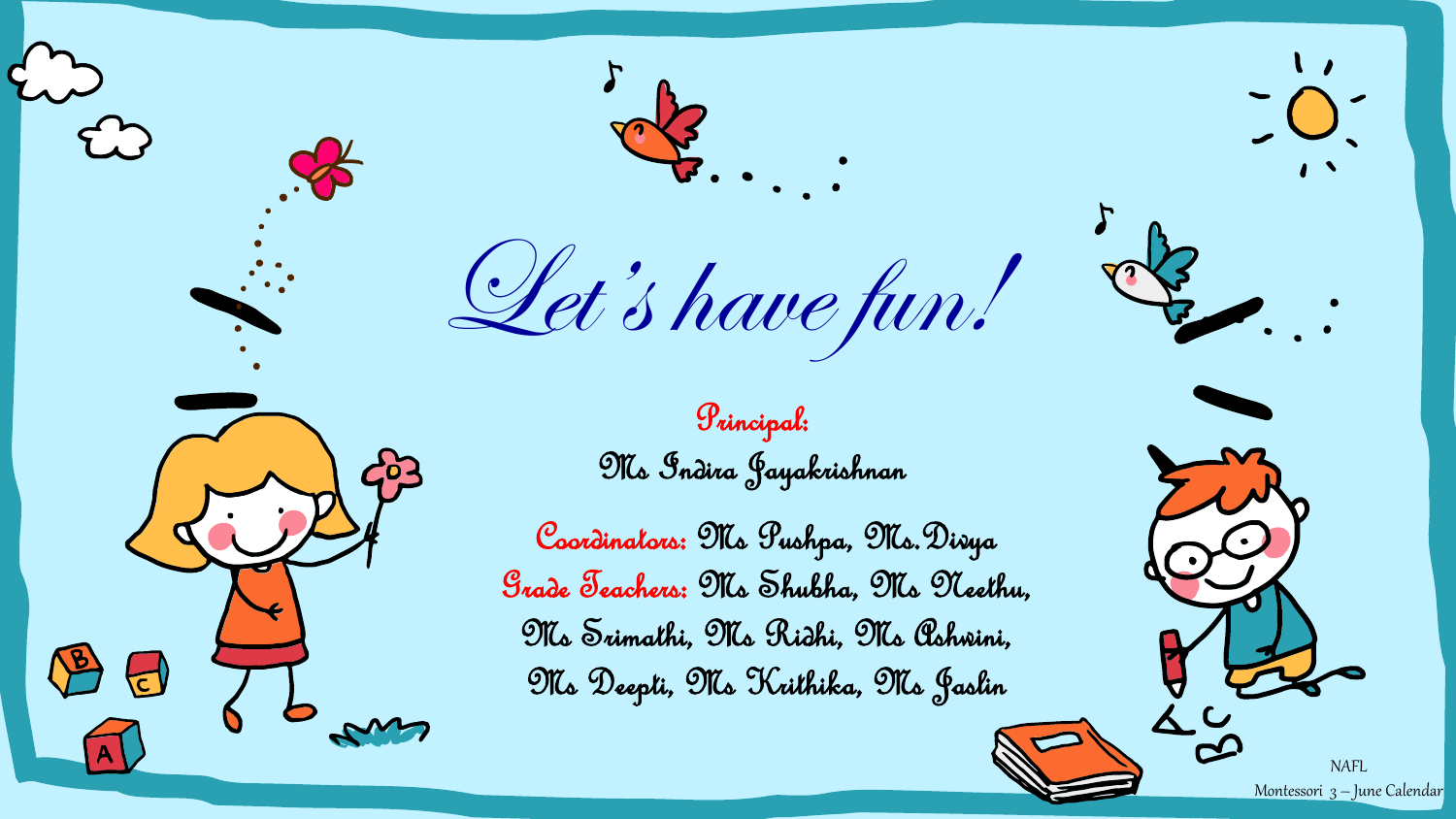# Let's have fun!

**Principal:**

Ms Indira Jayakrishnan

**Coordinators:** Ms Pushpa, Ms.Divya

**Grade Teachers:** Ms Shubha, Ms Neethu, Ms Srimathi, Ms Ridhi, Ms Ashwini, Ms Deepti, Ms Krithika, Ms Jaslin